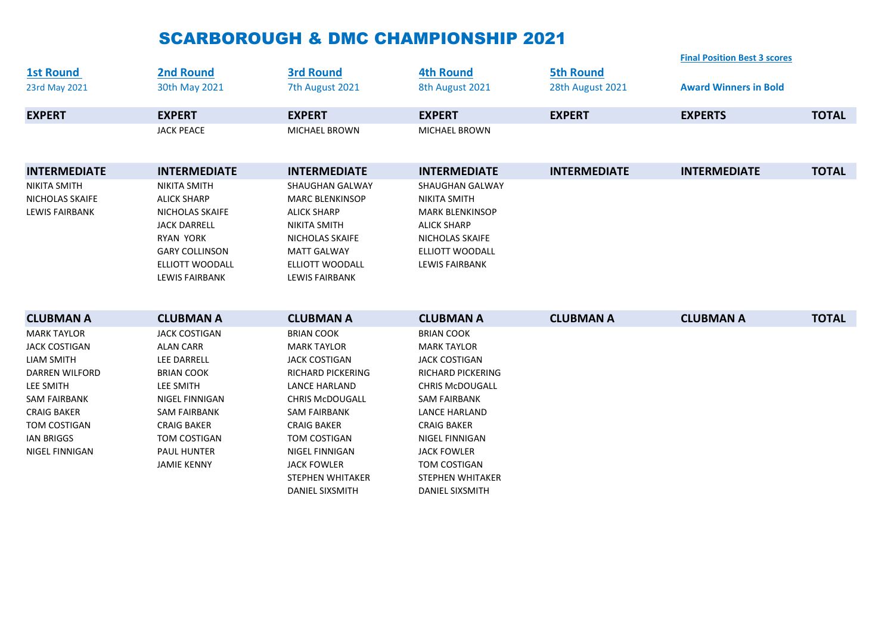# SCARBOROUGH & DMC CHAMPIONSHIP 2021

**Final Position Best 3 scores**

**Award Winners in Bold**

| 1st Round | 2nd Round | 3rd Round | 4th Round | 5th Round | | |
|---|---|---|---|---|---|---|
| 23rd May 2021 | 30th May 2021 | 7th August 2021 | 8th August 2021 | 28th August 2021 | | |
| **EXPERT** | **EXPERT** | **EXPERT** | **EXPERT** | **EXPERT** | **EXPERTS** | **TOTAL** |
| | JACK PEACE | MICHAEL BROWN | MICHAEL BROWN | | | |
| **INTERMEDIATE** | **INTERMEDIATE** | **INTERMEDIATE** | **INTERMEDIATE** | **INTERMEDIATE** | **INTERMEDIATE** | **TOTAL** |
| NIKITA SMITH | NIKITA SMITH | SHAUGHAN GALWAY | SHAUGHAN GALWAY | | | |
| NICHOLAS SKAIFE | ALICK SHARP | MARC BLENKINSOP | NIKITA SMITH | | | |
| LEWIS FAIRBANK | NICHOLAS SKAIFE | ALICK SHARP | MARK BLENKINSOP | | | |
| | JACK DARRELL | NIKITA SMITH | ALICK SHARP | | | |
| | RYAN YORK | NICHOLAS SKAIFE | NICHOLAS SKAIFE | | | |
| | GARY COLLINSON | MATT GALWAY | ELLIOTT WOODALL | | | |
| | ELLIOTT WOODALL | ELLIOTT WOODALL | LEWIS FAIRBANK | | | |
| | LEWIS FAIRBANK | LEWIS FAIRBANK | | | | |
| **CLUBMAN A** | **CLUBMAN A** | **CLUBMAN A** | **CLUBMAN A** | **CLUBMAN A** | **CLUBMAN A** | **TOTAL** |
| MARK TAYLOR | JACK COSTIGAN | BRIAN COOK | BRIAN COOK | | | |
| JACK COSTIGAN | ALAN CARR | MARK TAYLOR | MARK TAYLOR | | | |
| LIAM SMITH | LEE DARRELL | JACK COSTIGAN | JACK COSTIGAN | | | |
| DARREN WILFORD | BRIAN COOK | RICHARD PICKERING | RICHARD PICKERING | | | |
| LEE SMITH | LEE SMITH | LANCE HARLAND | CHRIS McDOUGALL | | | |
| SAM FAIRBANK | NIGEL FINNIGAN | CHRIS McDOUGALL | SAM FAIRBANK | | | |
| CRAIG BAKER | SAM FAIRBANK | SAM FAIRBANK | LANCE HARLAND | | | |
| TOM COSTIGAN | CRAIG BAKER | CRAIG BAKER | CRAIG BAKER | | | |
| IAN BRIGGS | TOM COSTIGAN | TOM COSTIGAN | NIGEL FINNIGAN | | | |
| NIGEL FINNIGAN | PAUL HUNTER | NIGEL FINNIGAN | JACK FOWLER | | | |
| | JAMIE KENNY | JACK FOWLER | TOM COSTIGAN | | | |
| | | STEPHEN WHITAKER | STEPHEN WHITAKER | | | |
| | | DANIEL SIXSMITH | DANIEL SIXSMITH | | | |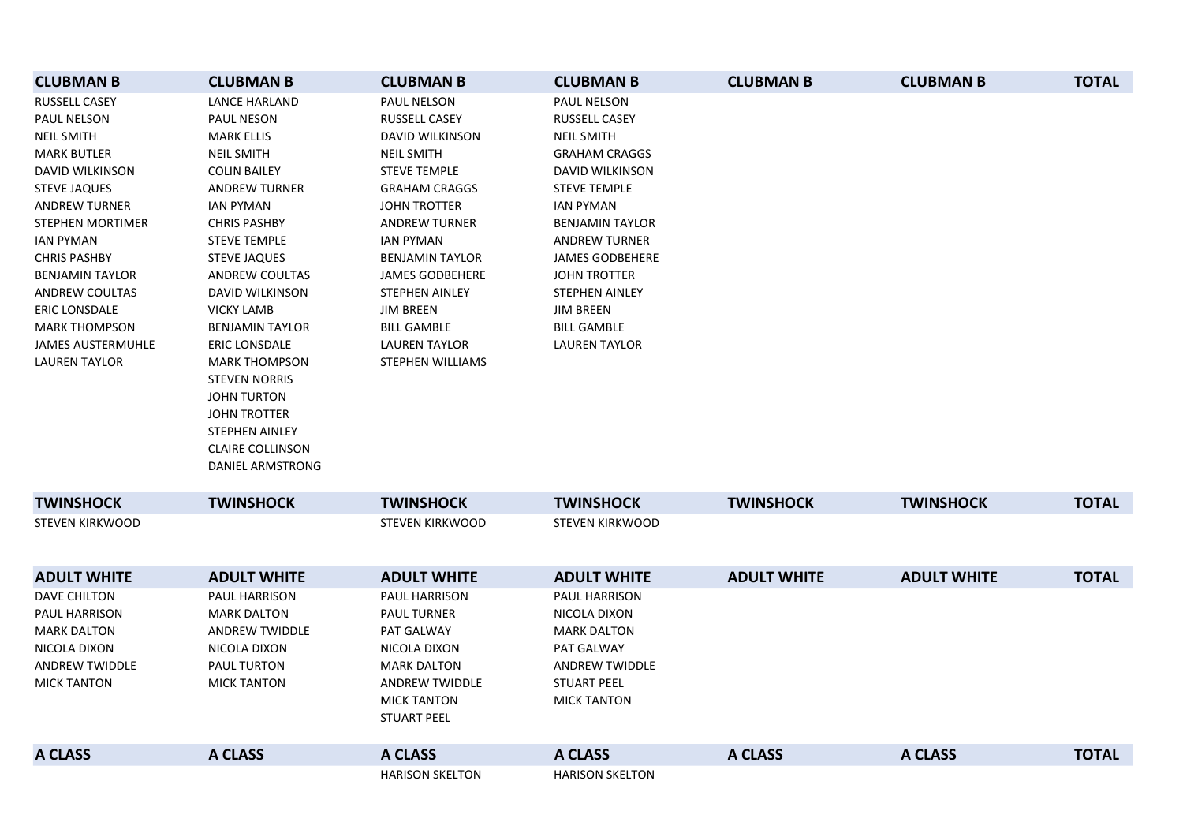| CLUBMAN B | CLUBMAN B | CLUBMAN B | CLUBMAN B | CLUBMAN B | CLUBMAN B | TOTAL |
|---|---|---|---|---|---|---|
| RUSSELL CASEY | LANCE HARLAND | PAUL NELSON | PAUL NELSON | | | |
| PAUL NELSON | PAUL NESON | RUSSELL CASEY | RUSSELL CASEY | | | |
| NEIL SMITH | MARK ELLIS | DAVID WILKINSON | NEIL SMITH | | | |
| MARK BUTLER | NEIL SMITH | NEIL SMITH | GRAHAM CRAGGS | | | |
| DAVID WILKINSON | COLIN BAILEY | STEVE TEMPLE | DAVID WILKINSON | | | |
| STEVE JAQUES | ANDREW TURNER | GRAHAM CRAGGS | STEVE TEMPLE | | | |
| ANDREW TURNER | IAN PYMAN | JOHN TROTTER | IAN PYMAN | | | |
| STEPHEN MORTIMER | CHRIS PASHBY | ANDREW TURNER | BENJAMIN TAYLOR | | | |
| IAN PYMAN | STEVE TEMPLE | IAN PYMAN | ANDREW TURNER | | | |
| CHRIS PASHBY | STEVE JAQUES | BENJAMIN TAYLOR | JAMES GODBEHERE | | | |
| BENJAMIN TAYLOR | ANDREW COULTAS | JAMES GODBEHERE | JOHN TROTTER | | | |
| ANDREW COULTAS | DAVID WILKINSON | STEPHEN AINLEY | STEPHEN AINLEY | | | |
| ERIC LONSDALE | VICKY LAMB | JIM BREEN | JIM BREEN | | | |
| MARK THOMPSON | BENJAMIN TAYLOR | BILL GAMBLE | BILL GAMBLE | | | |
| JAMES AUSTERMUHLE | ERIC LONSDALE | LAUREN TAYLOR | LAUREN TAYLOR | | | |
| LAUREN TAYLOR | MARK THOMPSON | STEPHEN WILLIAMS | | | | |
| | STEVEN NORRIS | | | | | |
| | JOHN TURTON | | | | | |
| | JOHN TROTTER | | | | | |
| | STEPHEN AINLEY | | | | | |
| | CLAIRE COLLINSON | | | | | |
| | DANIEL ARMSTRONG | | | | | |

| TWINSHOCK | TWINSHOCK | TWINSHOCK | TWINSHOCK | TWINSHOCK | TWINSHOCK | TOTAL |
|---|---|---|---|---|---|---|
| STEVEN KIRKWOOD | | STEVEN KIRKWOOD | STEVEN KIRKWOOD | | | |

| ADULT WHITE | ADULT WHITE | ADULT WHITE | ADULT WHITE | ADULT WHITE | ADULT WHITE | TOTAL |
|---|---|---|---|---|---|---|
| DAVE CHILTON | PAUL HARRISON | PAUL HARRISON | PAUL HARRISON | | | |
| PAUL HARRISON | MARK DALTON | PAUL TURNER | NICOLA DIXON | | | |
| MARK DALTON | ANDREW TWIDDLE | PAT GALWAY | MARK DALTON | | | |
| NICOLA DIXON | NICOLA DIXON | NICOLA DIXON | PAT GALWAY | | | |
| ANDREW TWIDDLE | PAUL TURTON | MARK DALTON | ANDREW TWIDDLE | | | |
| MICK TANTON | MICK TANTON | ANDREW TWIDDLE | STUART PEEL | | | |
| | | MICK TANTON | MICK TANTON | | | |
| | | STUART PEEL | | | | |

| A CLASS | A CLASS | A CLASS | A CLASS | A CLASS | A CLASS | TOTAL |
|---|---|---|---|---|---|---|
| | | HARISON SKELTON | HARISON SKELTON | | | |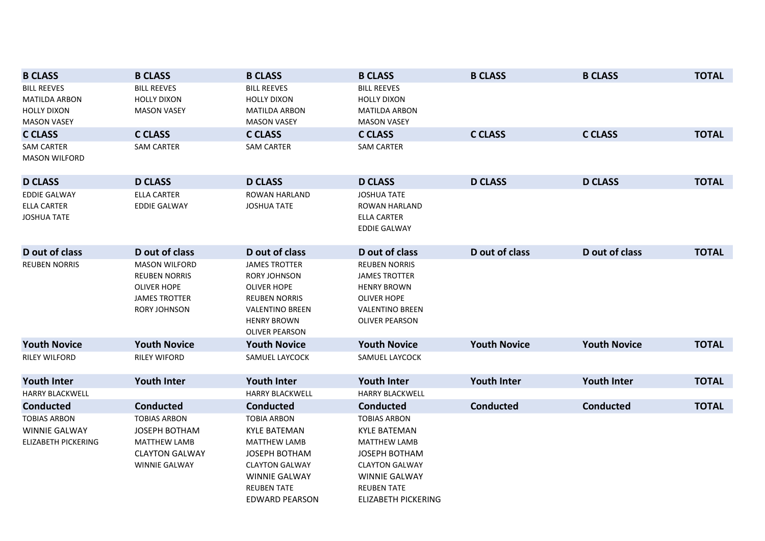| B CLASS | B CLASS | B CLASS | B CLASS | B CLASS | B CLASS | TOTAL |
|---|---|---|---|---|---|---|
| BILL REEVES | BILL REEVES | BILL REEVES | BILL REEVES | | | |
| MATILDA ARBON | HOLLY DIXON | HOLLY DIXON | HOLLY DIXON | | | |
| HOLLY DIXON | MASON VASEY | MATILDA ARBON | MATILDA ARBON | | | |
| MASON VASEY | | MASON VASEY | MASON VASEY | | | |
| **C CLASS** | **C CLASS** | **C CLASS** | **C CLASS** | **C CLASS** | **C CLASS** | **TOTAL** |
| SAM CARTER | SAM CARTER | SAM CARTER | SAM CARTER | | | |
| MASON WILFORD | | | | | | |
| **D CLASS** | **D CLASS** | **D CLASS** | **D CLASS** | **D CLASS** | **D CLASS** | **TOTAL** |
| EDDIE GALWAY | ELLA CARTER | ROWAN HARLAND | JOSHUA TATE | | | |
| ELLA CARTER | EDDIE GALWAY | JOSHUA TATE | ROWAN HARLAND | | | |
| JOSHUA TATE | | | ELLA CARTER | | | |
| | | | EDDIE GALWAY | | | |
| **D out of class** | **D out of class** | **D out of class** | **D out of class** | **D out of class** | **D out of class** | **TOTAL** |
| REUBEN NORRIS | MASON WILFORD | JAMES TROTTER | REUBEN NORRIS | | | |
| | REUBEN NORRIS | RORY JOHNSON | JAMES TROTTER | | | |
| | OLIVER HOPE | OLIVER HOPE | HENRY BROWN | | | |
| | JAMES TROTTER | REUBEN NORRIS | OLIVER HOPE | | | |
| | RORY JOHNSON | VALENTINO BREEN | VALENTINO BREEN | | | |
| | | HENRY BROWN | OLIVER PEARSON | | | |
| | | OLIVER PEARSON | | | | |
| **Youth Novice** | **Youth Novice** | **Youth Novice** | **Youth Novice** | **Youth Novice** | **Youth Novice** | **TOTAL** |
| RILEY WILFORD | RILEY WIFORD | SAMUEL LAYCOCK | SAMUEL LAYCOCK | | | |
| **Youth Inter** | **Youth Inter** | **Youth Inter** | **Youth Inter** | **Youth Inter** | **Youth Inter** | **TOTAL** |
| HARRY BLACKWELL | | HARRY BLACKWELL | HARRY BLACKWELL | | | |
| **Conducted** | **Conducted** | **Conducted** | **Conducted** | **Conducted** | **Conducted** | **TOTAL** |
| TOBIAS ARBON | TOBIAS ARBON | TOBIAS ARBON | TOBIAS ARBON | | | |
| WINNIE GALWAY | JOSEPH BOTHAM | KYLE BATEMAN | KYLE BATEMAN | | | |
| ELIZABETH PICKERING | MATTHEW LAMB | MATTHEW LAMB | MATTHEW LAMB | | | |
| | CLAYTON GALWAY | JOSEPH BOTHAM | JOSEPH BOTHAM | | | |
| | WINNIE GALWAY | CLAYTON GALWAY | CLAYTON GALWAY | | | |
| | | WINNIE GALWAY | WINNIE GALWAY | | | |
| | | REUBEN TATE | REUBEN TATE | | | |
| | | EDWARD PEARSON | ELIZABETH PICKERING | | | |